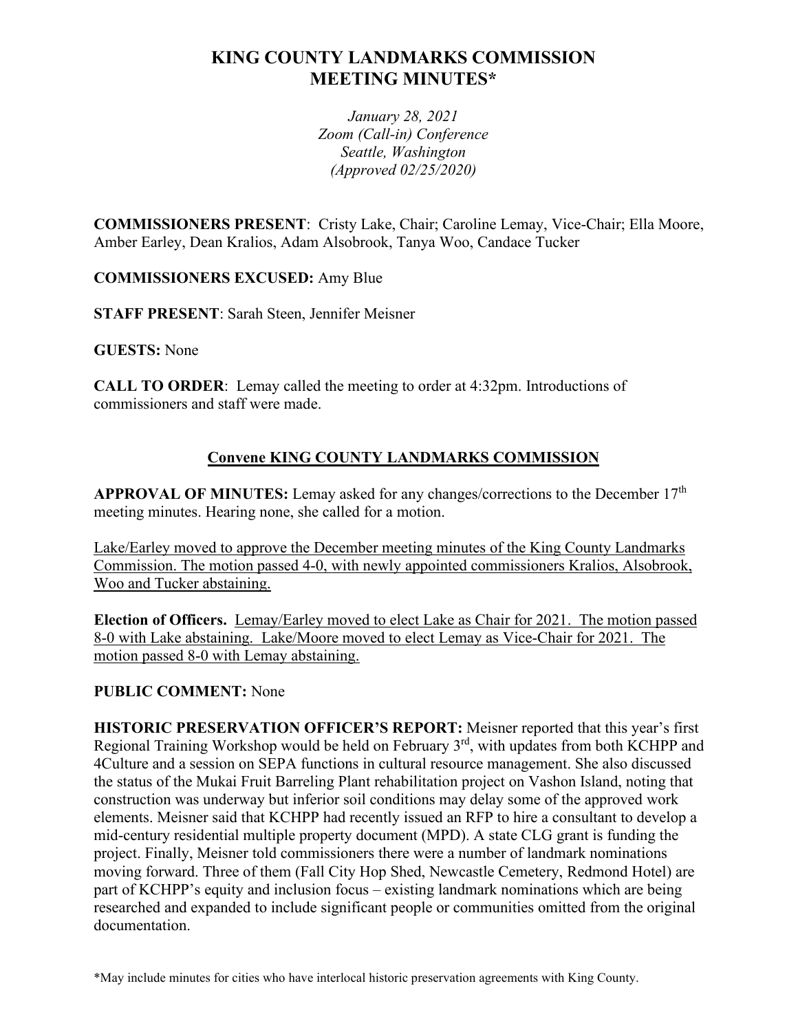# KING COUNTY LANDMARKS COMMISSION MEETING MINUTES*

*January 28, 2021*
*Zoom (Call-in) Conference*
*Seattle, Washington*
*(Approved 02/25/2020)*

**COMMISSIONERS PRESENT**: Cristy Lake, Chair; Caroline Lemay, Vice-Chair; Ella Moore, Amber Earley, Dean Kralios, Adam Alsobrook, Tanya Woo, Candace Tucker

**COMMISSIONERS EXCUSED:** Amy Blue

**STAFF PRESENT**: Sarah Steen, Jennifer Meisner

**GUESTS:** None

**CALL TO ORDER**: Lemay called the meeting to order at 4:32pm. Introductions of commissioners and staff were made.

## Convene KING COUNTY LANDMARKS COMMISSION

**APPROVAL OF MINUTES:** Lemay asked for any changes/corrections to the December 17th meeting minutes. Hearing none, she called for a motion.

Lake/Earley moved to approve the December meeting minutes of the King County Landmarks Commission. The motion passed 4-0, with newly appointed commissioners Kralios, Alsobrook, Woo and Tucker abstaining.

**Election of Officers.** Lemay/Earley moved to elect Lake as Chair for 2021. The motion passed 8-0 with Lake abstaining. Lake/Moore moved to elect Lemay as Vice-Chair for 2021. The motion passed 8-0 with Lemay abstaining.

**PUBLIC COMMENT:** None

**HISTORIC PRESERVATION OFFICER'S REPORT:** Meisner reported that this year's first Regional Training Workshop would be held on February 3rd, with updates from both KCHPP and 4Culture and a session on SEPA functions in cultural resource management. She also discussed the status of the Mukai Fruit Barreling Plant rehabilitation project on Vashon Island, noting that construction was underway but inferior soil conditions may delay some of the approved work elements. Meisner said that KCHPP had recently issued an RFP to hire a consultant to develop a mid-century residential multiple property document (MPD). A state CLG grant is funding the project. Finally, Meisner told commissioners there were a number of landmark nominations moving forward. Three of them (Fall City Hop Shed, Newcastle Cemetery, Redmond Hotel) are part of KCHPP's equity and inclusion focus – existing landmark nominations which are being researched and expanded to include significant people or communities omitted from the original documentation.

*May include minutes for cities who have interlocal historic preservation agreements with King County.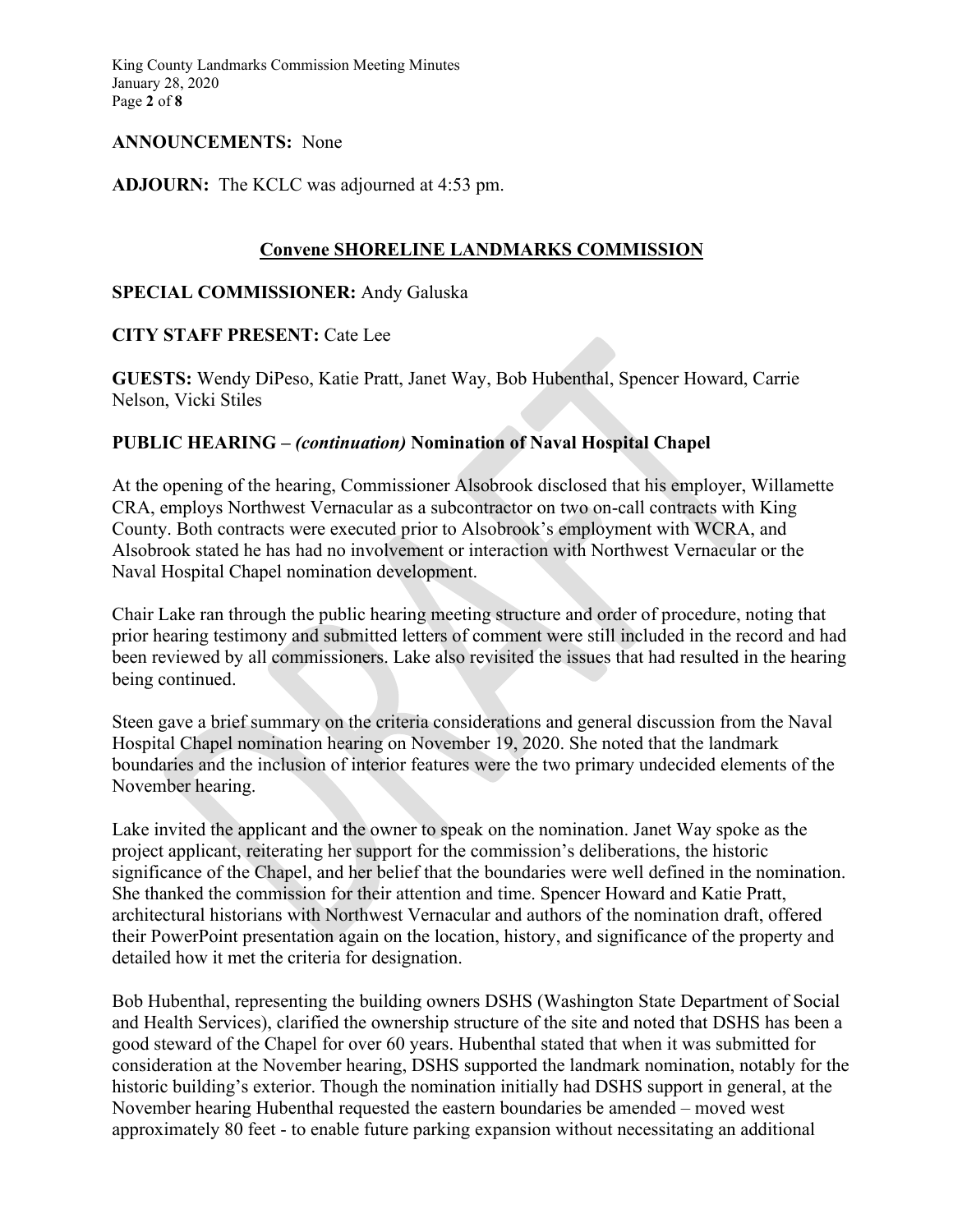**ANNOUNCEMENTS:** None

**ADJOURN:** The KCLC was adjourned at 4:53 pm.

## Convene SHORELINE LANDMARKS COMMISSION

**SPECIAL COMMISSIONER:** Andy Galuska

**CITY STAFF PRESENT:** Cate Lee

**GUESTS:** Wendy DiPeso, Katie Pratt, Janet Way, Bob Hubenthal, Spencer Howard, Carrie Nelson, Vicki Stiles

**PUBLIC HEARING – *(continuation)* Nomination of Naval Hospital Chapel**

At the opening of the hearing, Commissioner Alsobrook disclosed that his employer, Willamette CRA, employs Northwest Vernacular as a subcontractor on two on-call contracts with King County. Both contracts were executed prior to Alsobrook's employment with WCRA, and Alsobrook stated he has had no involvement or interaction with Northwest Vernacular or the Naval Hospital Chapel nomination development.

Chair Lake ran through the public hearing meeting structure and order of procedure, noting that prior hearing testimony and submitted letters of comment were still included in the record and had been reviewed by all commissioners. Lake also revisited the issues that had resulted in the hearing being continued.

Steen gave a brief summary on the criteria considerations and general discussion from the Naval Hospital Chapel nomination hearing on November 19, 2020. She noted that the landmark boundaries and the inclusion of interior features were the two primary undecided elements of the November hearing.

Lake invited the applicant and the owner to speak on the nomination. Janet Way spoke as the project applicant, reiterating her support for the commission's deliberations, the historic significance of the Chapel, and her belief that the boundaries were well defined in the nomination. She thanked the commission for their attention and time. Spencer Howard and Katie Pratt, architectural historians with Northwest Vernacular and authors of the nomination draft, offered their PowerPoint presentation again on the location, history, and significance of the property and detailed how it met the criteria for designation.

Bob Hubenthal, representing the building owners DSHS (Washington State Department of Social and Health Services), clarified the ownership structure of the site and noted that DSHS has been a good steward of the Chapel for over 60 years. Hubenthal stated that when it was submitted for consideration at the November hearing, DSHS supported the landmark nomination, notably for the historic building's exterior. Though the nomination initially had DSHS support in general, at the November hearing Hubenthal requested the eastern boundaries be amended – moved west approximately 80 feet - to enable future parking expansion without necessitating an additional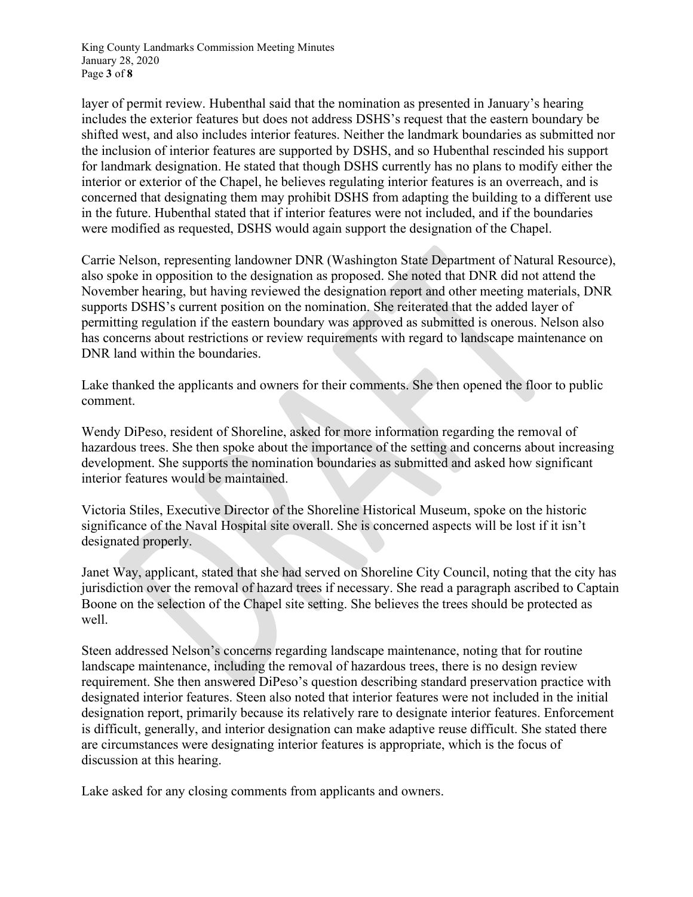layer of permit review. Hubenthal said that the nomination as presented in January's hearing includes the exterior features but does not address DSHS's request that the eastern boundary be shifted west, and also includes interior features. Neither the landmark boundaries as submitted nor the inclusion of interior features are supported by DSHS, and so Hubenthal rescinded his support for landmark designation. He stated that though DSHS currently has no plans to modify either the interior or exterior of the Chapel, he believes regulating interior features is an overreach, and is concerned that designating them may prohibit DSHS from adapting the building to a different use in the future. Hubenthal stated that if interior features were not included, and if the boundaries were modified as requested, DSHS would again support the designation of the Chapel.

Carrie Nelson, representing landowner DNR (Washington State Department of Natural Resource), also spoke in opposition to the designation as proposed. She noted that DNR did not attend the November hearing, but having reviewed the designation report and other meeting materials, DNR supports DSHS's current position on the nomination. She reiterated that the added layer of permitting regulation if the eastern boundary was approved as submitted is onerous. Nelson also has concerns about restrictions or review requirements with regard to landscape maintenance on DNR land within the boundaries.

Lake thanked the applicants and owners for their comments. She then opened the floor to public comment.

Wendy DiPeso, resident of Shoreline, asked for more information regarding the removal of hazardous trees. She then spoke about the importance of the setting and concerns about increasing development. She supports the nomination boundaries as submitted and asked how significant interior features would be maintained.

Victoria Stiles, Executive Director of the Shoreline Historical Museum, spoke on the historic significance of the Naval Hospital site overall. She is concerned aspects will be lost if it isn't designated properly.

Janet Way, applicant, stated that she had served on Shoreline City Council, noting that the city has jurisdiction over the removal of hazard trees if necessary. She read a paragraph ascribed to Captain Boone on the selection of the Chapel site setting. She believes the trees should be protected as well.

Steen addressed Nelson's concerns regarding landscape maintenance, noting that for routine landscape maintenance, including the removal of hazardous trees, there is no design review requirement. She then answered DiPeso's question describing standard preservation practice with designated interior features. Steen also noted that interior features were not included in the initial designation report, primarily because its relatively rare to designate interior features. Enforcement is difficult, generally, and interior designation can make adaptive reuse difficult. She stated there are circumstances were designating interior features is appropriate, which is the focus of discussion at this hearing.

Lake asked for any closing comments from applicants and owners.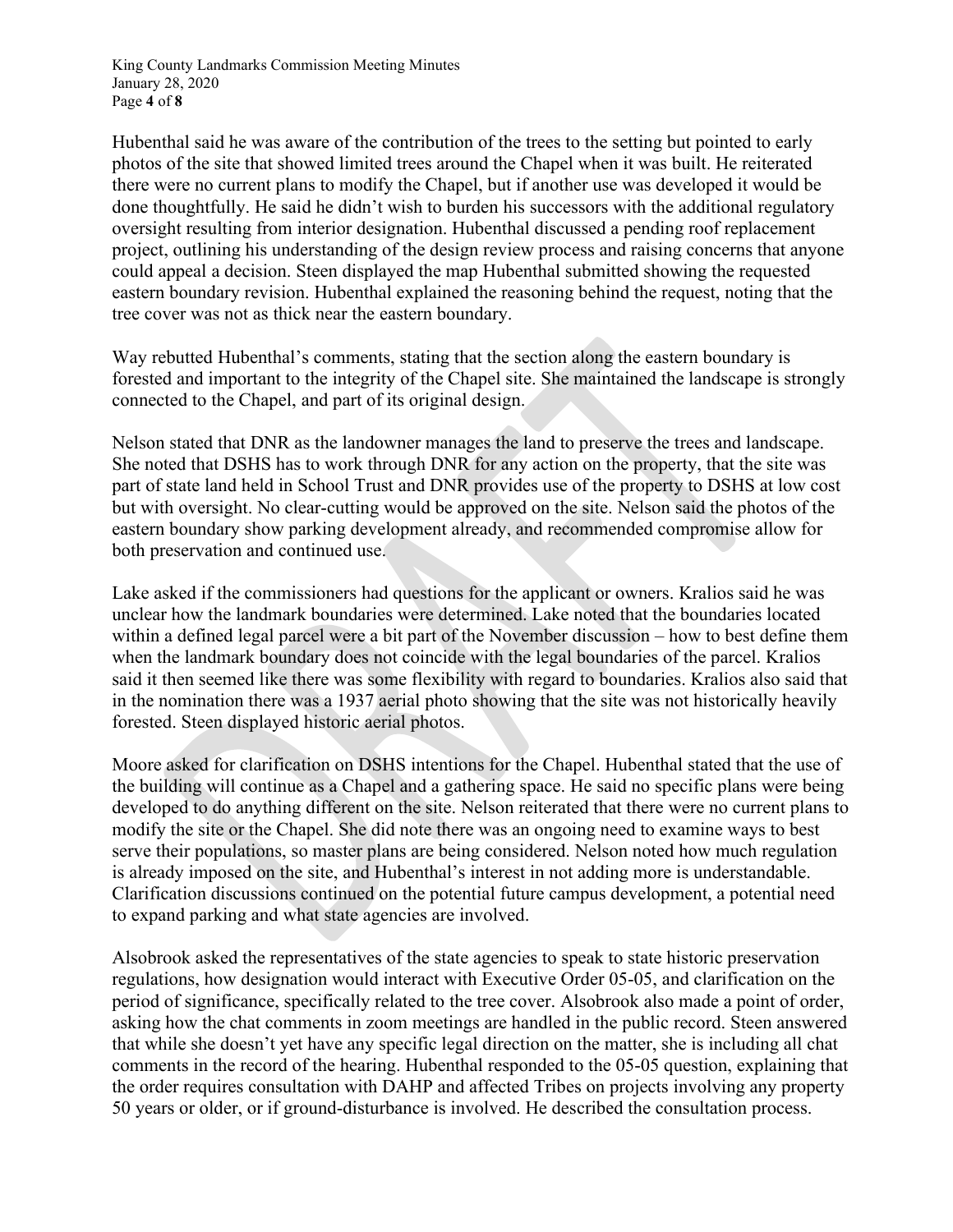Hubenthal said he was aware of the contribution of the trees to the setting but pointed to early photos of the site that showed limited trees around the Chapel when it was built. He reiterated there were no current plans to modify the Chapel, but if another use was developed it would be done thoughtfully. He said he didn't wish to burden his successors with the additional regulatory oversight resulting from interior designation. Hubenthal discussed a pending roof replacement project, outlining his understanding of the design review process and raising concerns that anyone could appeal a decision. Steen displayed the map Hubenthal submitted showing the requested eastern boundary revision. Hubenthal explained the reasoning behind the request, noting that the tree cover was not as thick near the eastern boundary.

Way rebutted Hubenthal's comments, stating that the section along the eastern boundary is forested and important to the integrity of the Chapel site. She maintained the landscape is strongly connected to the Chapel, and part of its original design.

Nelson stated that DNR as the landowner manages the land to preserve the trees and landscape. She noted that DSHS has to work through DNR for any action on the property, that the site was part of state land held in School Trust and DNR provides use of the property to DSHS at low cost but with oversight. No clear-cutting would be approved on the site. Nelson said the photos of the eastern boundary show parking development already, and recommended compromise allow for both preservation and continued use.

Lake asked if the commissioners had questions for the applicant or owners. Kralios said he was unclear how the landmark boundaries were determined. Lake noted that the boundaries located within a defined legal parcel were a bit part of the November discussion – how to best define them when the landmark boundary does not coincide with the legal boundaries of the parcel. Kralios said it then seemed like there was some flexibility with regard to boundaries. Kralios also said that in the nomination there was a 1937 aerial photo showing that the site was not historically heavily forested. Steen displayed historic aerial photos.

Moore asked for clarification on DSHS intentions for the Chapel. Hubenthal stated that the use of the building will continue as a Chapel and a gathering space. He said no specific plans were being developed to do anything different on the site. Nelson reiterated that there were no current plans to modify the site or the Chapel. She did note there was an ongoing need to examine ways to best serve their populations, so master plans are being considered. Nelson noted how much regulation is already imposed on the site, and Hubenthal's interest in not adding more is understandable. Clarification discussions continued on the potential future campus development, a potential need to expand parking and what state agencies are involved.

Alsobrook asked the representatives of the state agencies to speak to state historic preservation regulations, how designation would interact with Executive Order 05-05, and clarification on the period of significance, specifically related to the tree cover. Alsobrook also made a point of order, asking how the chat comments in zoom meetings are handled in the public record. Steen answered that while she doesn't yet have any specific legal direction on the matter, she is including all chat comments in the record of the hearing. Hubenthal responded to the 05-05 question, explaining that the order requires consultation with DAHP and affected Tribes on projects involving any property 50 years or older, or if ground-disturbance is involved. He described the consultation process.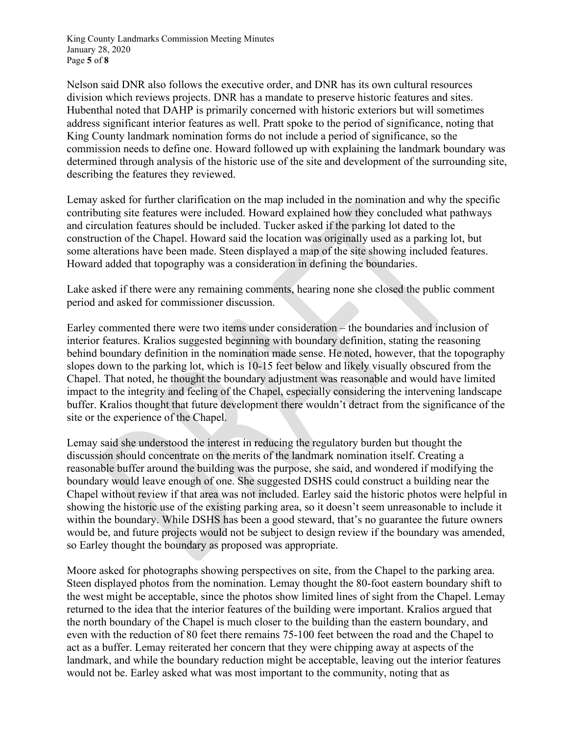Nelson said DNR also follows the executive order, and DNR has its own cultural resources division which reviews projects. DNR has a mandate to preserve historic features and sites. Hubenthal noted that DAHP is primarily concerned with historic exteriors but will sometimes address significant interior features as well. Pratt spoke to the period of significance, noting that King County landmark nomination forms do not include a period of significance, so the commission needs to define one. Howard followed up with explaining the landmark boundary was determined through analysis of the historic use of the site and development of the surrounding site, describing the features they reviewed.

Lemay asked for further clarification on the map included in the nomination and why the specific contributing site features were included. Howard explained how they concluded what pathways and circulation features should be included. Tucker asked if the parking lot dated to the construction of the Chapel. Howard said the location was originally used as a parking lot, but some alterations have been made. Steen displayed a map of the site showing included features. Howard added that topography was a consideration in defining the boundaries.

Lake asked if there were any remaining comments, hearing none she closed the public comment period and asked for commissioner discussion.

Earley commented there were two items under consideration – the boundaries and inclusion of interior features. Kralios suggested beginning with boundary definition, stating the reasoning behind boundary definition in the nomination made sense. He noted, however, that the topography slopes down to the parking lot, which is 10-15 feet below and likely visually obscured from the Chapel. That noted, he thought the boundary adjustment was reasonable and would have limited impact to the integrity and feeling of the Chapel, especially considering the intervening landscape buffer. Kralios thought that future development there wouldn't detract from the significance of the site or the experience of the Chapel.

Lemay said she understood the interest in reducing the regulatory burden but thought the discussion should concentrate on the merits of the landmark nomination itself. Creating a reasonable buffer around the building was the purpose, she said, and wondered if modifying the boundary would leave enough of one. She suggested DSHS could construct a building near the Chapel without review if that area was not included. Earley said the historic photos were helpful in showing the historic use of the existing parking area, so it doesn't seem unreasonable to include it within the boundary. While DSHS has been a good steward, that's no guarantee the future owners would be, and future projects would not be subject to design review if the boundary was amended, so Earley thought the boundary as proposed was appropriate.

Moore asked for photographs showing perspectives on site, from the Chapel to the parking area. Steen displayed photos from the nomination. Lemay thought the 80-foot eastern boundary shift to the west might be acceptable, since the photos show limited lines of sight from the Chapel. Lemay returned to the idea that the interior features of the building were important. Kralios argued that the north boundary of the Chapel is much closer to the building than the eastern boundary, and even with the reduction of 80 feet there remains 75-100 feet between the road and the Chapel to act as a buffer. Lemay reiterated her concern that they were chipping away at aspects of the landmark, and while the boundary reduction might be acceptable, leaving out the interior features would not be. Earley asked what was most important to the community, noting that as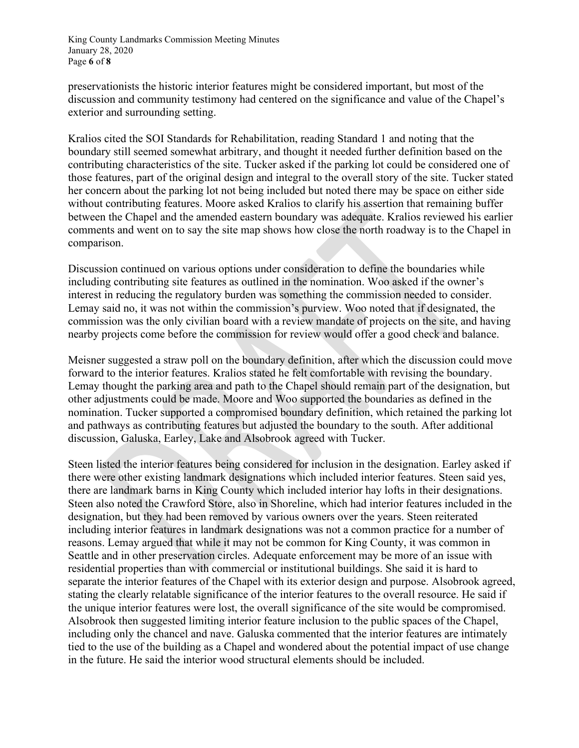preservationists the historic interior features might be considered important, but most of the discussion and community testimony had centered on the significance and value of the Chapel's exterior and surrounding setting.

Kralios cited the SOI Standards for Rehabilitation, reading Standard 1 and noting that the boundary still seemed somewhat arbitrary, and thought it needed further definition based on the contributing characteristics of the site. Tucker asked if the parking lot could be considered one of those features, part of the original design and integral to the overall story of the site. Tucker stated her concern about the parking lot not being included but noted there may be space on either side without contributing features. Moore asked Kralios to clarify his assertion that remaining buffer between the Chapel and the amended eastern boundary was adequate. Kralios reviewed his earlier comments and went on to say the site map shows how close the north roadway is to the Chapel in comparison.

Discussion continued on various options under consideration to define the boundaries while including contributing site features as outlined in the nomination. Woo asked if the owner's interest in reducing the regulatory burden was something the commission needed to consider. Lemay said no, it was not within the commission's purview. Woo noted that if designated, the commission was the only civilian board with a review mandate of projects on the site, and having nearby projects come before the commission for review would offer a good check and balance.

Meisner suggested a straw poll on the boundary definition, after which the discussion could move forward to the interior features. Kralios stated he felt comfortable with revising the boundary. Lemay thought the parking area and path to the Chapel should remain part of the designation, but other adjustments could be made. Moore and Woo supported the boundaries as defined in the nomination. Tucker supported a compromised boundary definition, which retained the parking lot and pathways as contributing features but adjusted the boundary to the south. After additional discussion, Galuska, Earley, Lake and Alsobrook agreed with Tucker.

Steen listed the interior features being considered for inclusion in the designation. Earley asked if there were other existing landmark designations which included interior features. Steen said yes, there are landmark barns in King County which included interior hay lofts in their designations. Steen also noted the Crawford Store, also in Shoreline, which had interior features included in the designation, but they had been removed by various owners over the years. Steen reiterated including interior features in landmark designations was not a common practice for a number of reasons. Lemay argued that while it may not be common for King County, it was common in Seattle and in other preservation circles. Adequate enforcement may be more of an issue with residential properties than with commercial or institutional buildings. She said it is hard to separate the interior features of the Chapel with its exterior design and purpose. Alsobrook agreed, stating the clearly relatable significance of the interior features to the overall resource. He said if the unique interior features were lost, the overall significance of the site would be compromised. Alsobrook then suggested limiting interior feature inclusion to the public spaces of the Chapel, including only the chancel and nave. Galuska commented that the interior features are intimately tied to the use of the building as a Chapel and wondered about the potential impact of use change in the future. He said the interior wood structural elements should be included.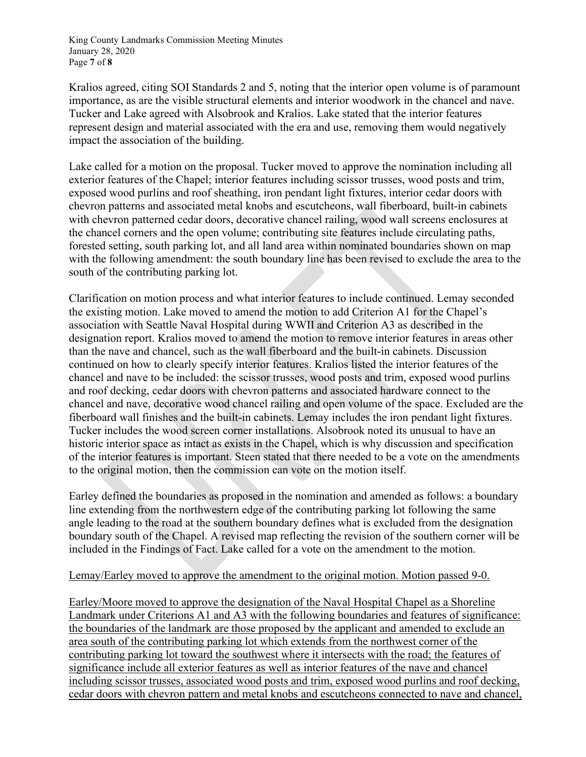Kralios agreed, citing SOI Standards 2 and 5, noting that the interior open volume is of paramount importance, as are the visible structural elements and interior woodwork in the chancel and nave. Tucker and Lake agreed with Alsobrook and Kralios. Lake stated that the interior features represent design and material associated with the era and use, removing them would negatively impact the association of the building.

Lake called for a motion on the proposal. Tucker moved to approve the nomination including all exterior features of the Chapel; interior features including scissor trusses, wood posts and trim, exposed wood purlins and roof sheathing, iron pendant light fixtures, interior cedar doors with chevron patterns and associated metal knobs and escutcheons, wall fiberboard, built-in cabinets with chevron patterned cedar doors, decorative chancel railing, wood wall screens enclosures at the chancel corners and the open volume; contributing site features include circulating paths, forested setting, south parking lot, and all land area within nominated boundaries shown on map with the following amendment: the south boundary line has been revised to exclude the area to the south of the contributing parking lot.

Clarification on motion process and what interior features to include continued. Lemay seconded the existing motion. Lake moved to amend the motion to add Criterion A1 for the Chapel's association with Seattle Naval Hospital during WWII and Criterion A3 as described in the designation report. Kralios moved to amend the motion to remove interior features in areas other than the nave and chancel, such as the wall fiberboard and the built-in cabinets. Discussion continued on how to clearly specify interior features. Kralios listed the interior features of the chancel and nave to be included: the scissor trusses, wood posts and trim, exposed wood purlins and roof decking, cedar doors with chevron patterns and associated hardware connect to the chancel and nave, decorative wood chancel railing and open volume of the space. Excluded are the fiberboard wall finishes and the built-in cabinets. Lemay includes the iron pendant light fixtures. Tucker includes the wood screen corner installations. Alsobrook noted its unusual to have an historic interior space as intact as exists in the Chapel, which is why discussion and specification of the interior features is important. Steen stated that there needed to be a vote on the amendments to the original motion, then the commission can vote on the motion itself.

Earley defined the boundaries as proposed in the nomination and amended as follows: a boundary line extending from the northwestern edge of the contributing parking lot following the same angle leading to the road at the southern boundary defines what is excluded from the designation boundary south of the Chapel. A revised map reflecting the revision of the southern corner will be included in the Findings of Fact. Lake called for a vote on the amendment to the motion.

Lemay/Earley moved to approve the amendment to the original motion. Motion passed 9-0.

Earley/Moore moved to approve the designation of the Naval Hospital Chapel as a Shoreline Landmark under Criterions A1 and A3 with the following boundaries and features of significance: the boundaries of the landmark are those proposed by the applicant and amended to exclude an area south of the contributing parking lot which extends from the northwest corner of the contributing parking lot toward the southwest where it intersects with the road; the features of significance include all exterior features as well as interior features of the nave and chancel including scissor trusses, associated wood posts and trim, exposed wood purlins and roof decking, cedar doors with chevron pattern and metal knobs and escutcheons connected to nave and chancel,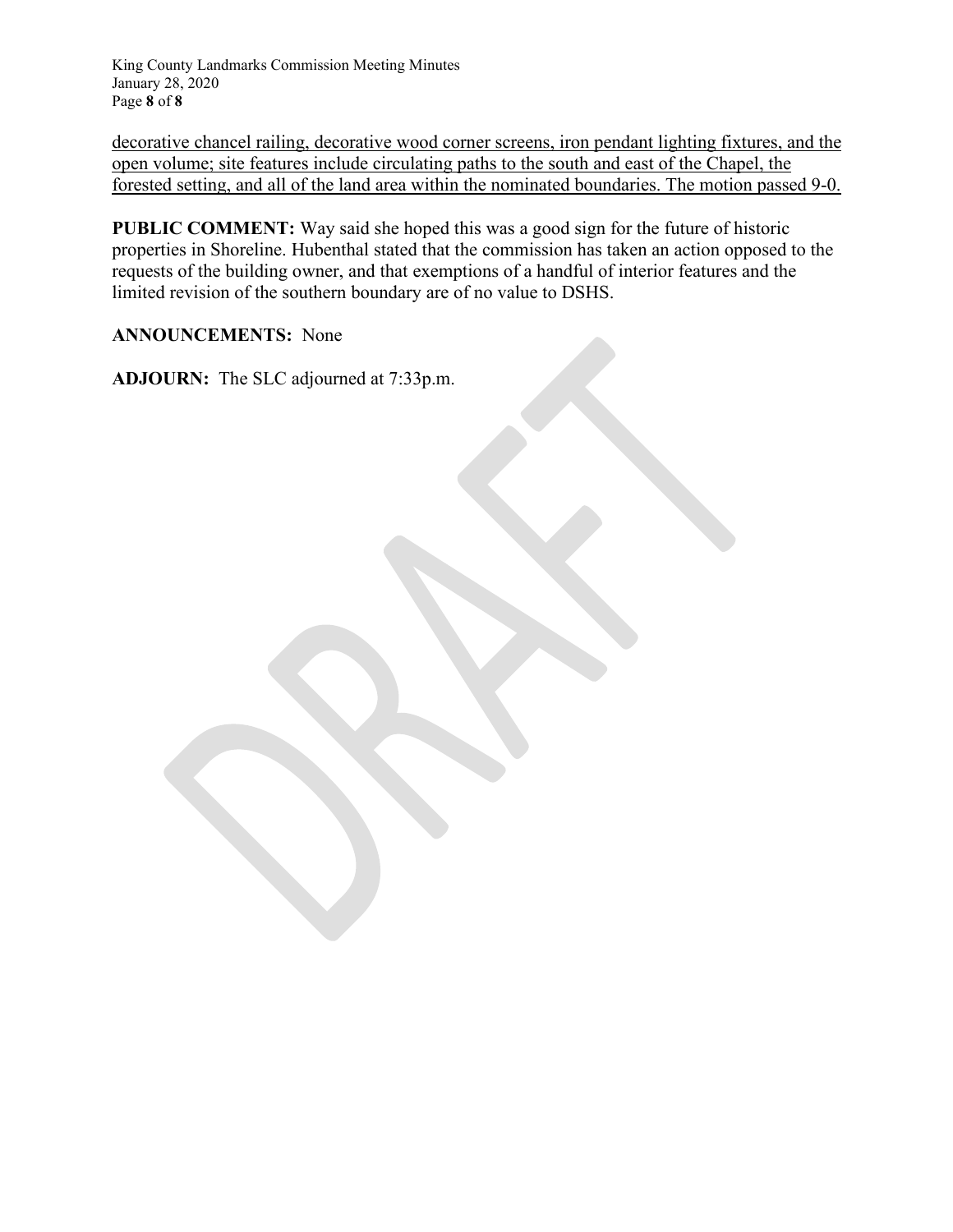<u>decorative chancel railing, decorative wood corner screens, iron pendant lighting fixtures, and the open volume; site features include circulating paths to the south and east of the Chapel, the forested setting, and all of the land area within the nominated boundaries. The motion passed 9-0.</u>

**PUBLIC COMMENT:** Way said she hoped this was a good sign for the future of historic properties in Shoreline. Hubenthal stated that the commission has taken an action opposed to the requests of the building owner, and that exemptions of a handful of interior features and the limited revision of the southern boundary are of no value to DSHS.

**ANNOUNCEMENTS:** None

**ADJOURN:** The SLC adjourned at 7:33p.m.